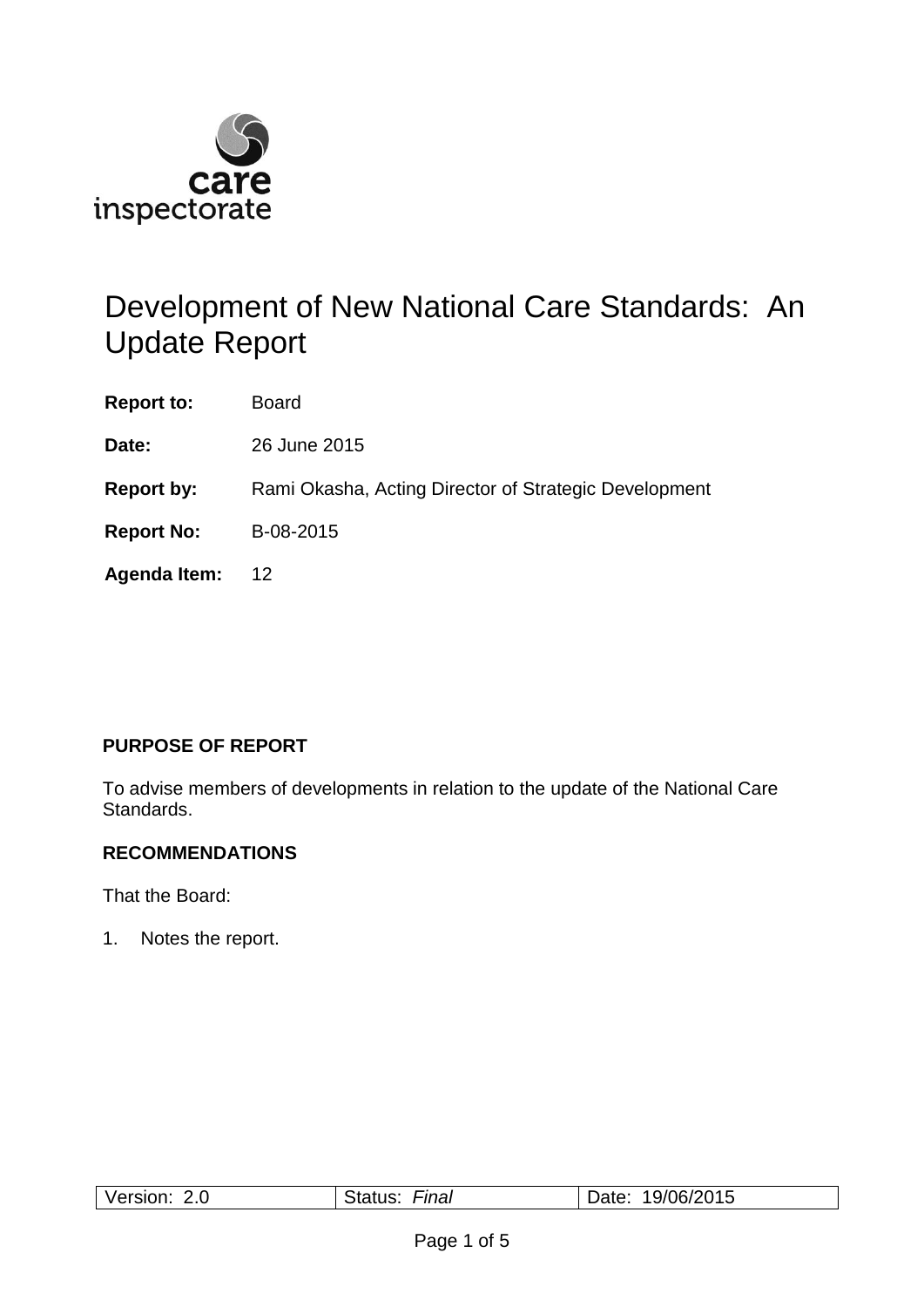# Development of New National Care Standards: An Update Report

| | |
|---|---|
| **Report to:** | Board |
| **Date:** | 26 June 2015 |
| **Report by:** | Rami Okasha, Acting Director of Strategic Development |
| **Report No:** | B-08-2015 |
| **Agenda Item:** | 12 |

## PURPOSE OF REPORT

To advise members of developments in relation to the update of the National Care Standards.

## RECOMMENDATIONS

That the Board:

1. Notes the report.

| Version: 2.0 | Status: *Final* | Date: 19/06/2015 |
|---|---|---|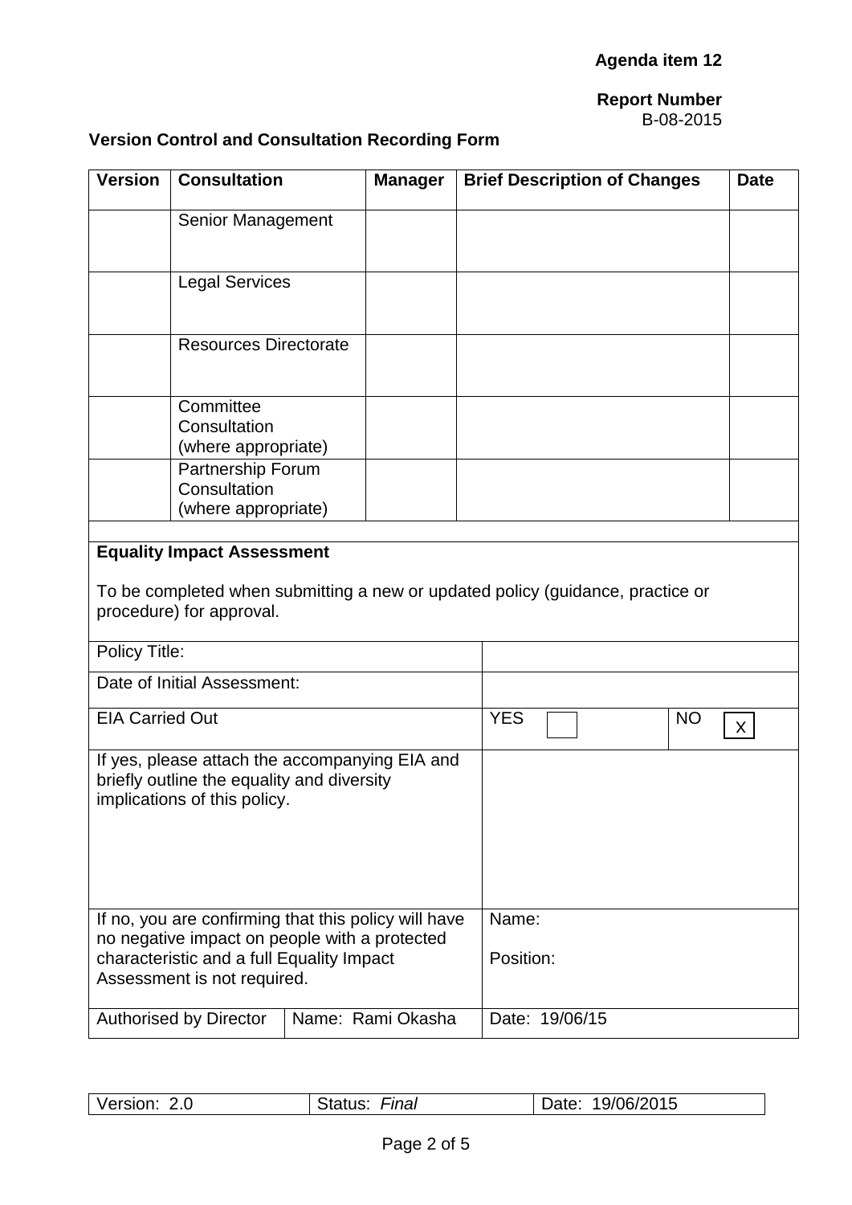**Agenda item 12**

**Report Number**
B-08-2015

**Version Control and Consultation Recording Form**

| Version | Consultation | Manager | Brief Description of Changes | Date |
|---|---|---|---|---|
| | Senior Management | | | |
| | Legal Services | | | |
| | Resources Directorate | | | |
| | Committee Consultation (where appropriate) | | | |
| | Partnership Forum Consultation (where appropriate) | | | |

**Equality Impact Assessment**

To be completed when submitting a new or updated policy (guidance, practice or procedure) for approval.

| | | | |
|---|---|---|---|
| Policy Title: | | | |
| Date of Initial Assessment: | | | |
| EIA Carried Out | | YES [ ] | NO [X] |
| If yes, please attach the accompanying EIA and briefly outline the equality and diversity implications of this policy. | | | |
| If no, you are confirming that this policy will have no negative impact on people with a protected characteristic and a full Equality Impact Assessment is not required. | | Name:<br><br>Position: | |
| Authorised by Director | Name: Rami Okasha | Date: 19/06/15 | |

| Version: 2.0 | Status: *Final* | Date: 19/06/2015 |
|---|---|---|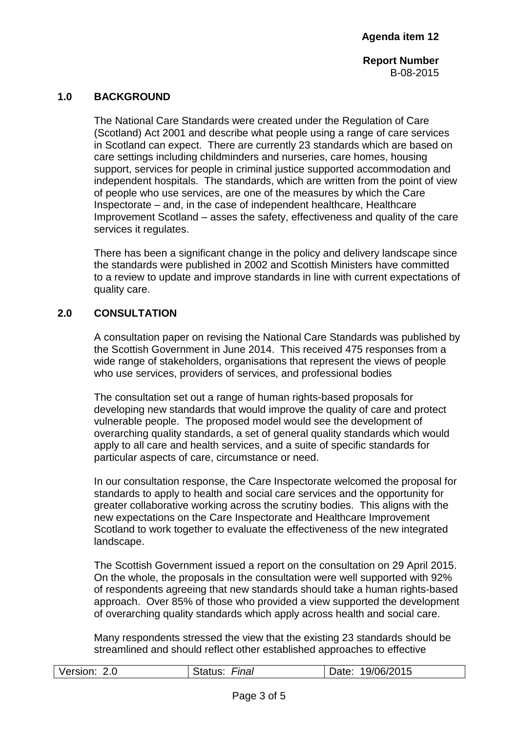**Agenda item 12**

**Report Number**
B-08-2015

## 1.0 BACKGROUND

The National Care Standards were created under the Regulation of Care (Scotland) Act 2001 and describe what people using a range of care services in Scotland can expect. There are currently 23 standards which are based on care settings including childminders and nurseries, care homes, housing support, services for people in criminal justice supported accommodation and independent hospitals. The standards, which are written from the point of view of people who use services, are one of the measures by which the Care Inspectorate – and, in the case of independent healthcare, Healthcare Improvement Scotland – asses the safety, effectiveness and quality of the care services it regulates.

There has been a significant change in the policy and delivery landscape since the standards were published in 2002 and Scottish Ministers have committed to a review to update and improve standards in line with current expectations of quality care.

## 2.0 CONSULTATION

A consultation paper on revising the National Care Standards was published by the Scottish Government in June 2014. This received 475 responses from a wide range of stakeholders, organisations that represent the views of people who use services, providers of services, and professional bodies

The consultation set out a range of human rights-based proposals for developing new standards that would improve the quality of care and protect vulnerable people. The proposed model would see the development of overarching quality standards, a set of general quality standards which would apply to all care and health services, and a suite of specific standards for particular aspects of care, circumstance or need.

In our consultation response, the Care Inspectorate welcomed the proposal for standards to apply to health and social care services and the opportunity for greater collaborative working across the scrutiny bodies. This aligns with the new expectations on the Care Inspectorate and Healthcare Improvement Scotland to work together to evaluate the effectiveness of the new integrated landscape.

The Scottish Government issued a report on the consultation on 29 April 2015. On the whole, the proposals in the consultation were well supported with 92% of respondents agreeing that new standards should take a human rights-based approach. Over 85% of those who provided a view supported the development of overarching quality standards which apply across health and social care.

Many respondents stressed the view that the existing 23 standards should be streamlined and should reflect other established approaches to effective

| Version: 2.0 | Status: *Final* | Date: 19/06/2015 |
|---|---|---|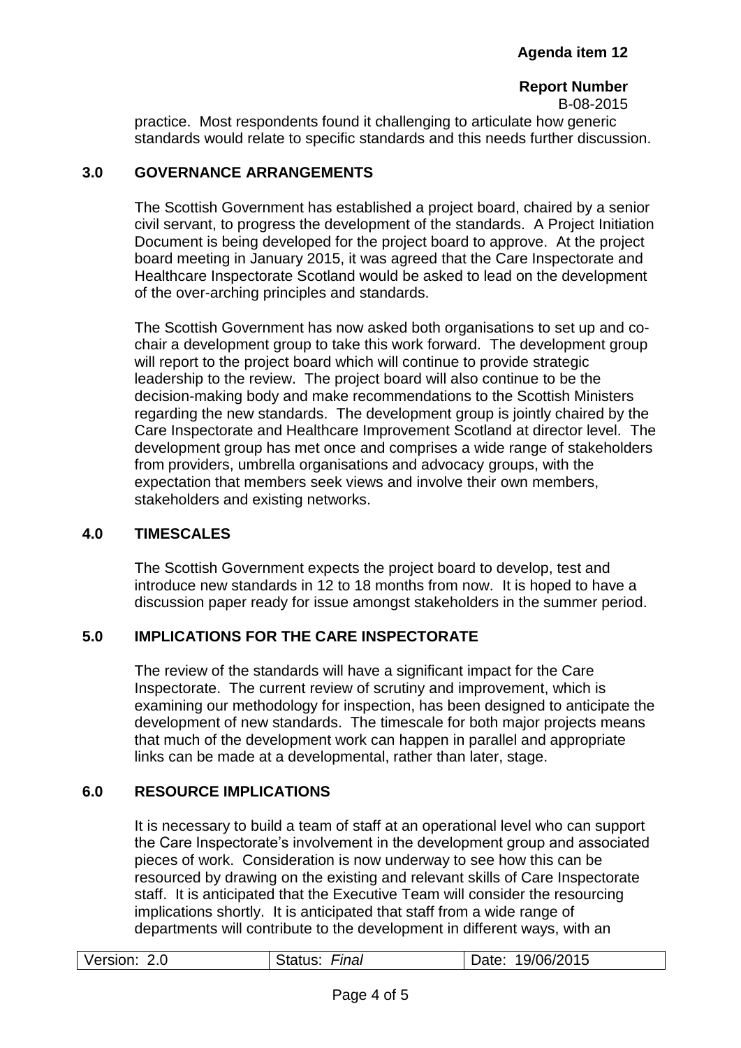practice. Most respondents found it challenging to articulate how generic standards would relate to specific standards and this needs further discussion.

## 3.0 GOVERNANCE ARRANGEMENTS

The Scottish Government has established a project board, chaired by a senior civil servant, to progress the development of the standards. A Project Initiation Document is being developed for the project board to approve. At the project board meeting in January 2015, it was agreed that the Care Inspectorate and Healthcare Inspectorate Scotland would be asked to lead on the development of the over-arching principles and standards.

The Scottish Government has now asked both organisations to set up and co-chair a development group to take this work forward. The development group will report to the project board which will continue to provide strategic leadership to the review. The project board will also continue to be the decision-making body and make recommendations to the Scottish Ministers regarding the new standards. The development group is jointly chaired by the Care Inspectorate and Healthcare Improvement Scotland at director level. The development group has met once and comprises a wide range of stakeholders from providers, umbrella organisations and advocacy groups, with the expectation that members seek views and involve their own members, stakeholders and existing networks.

## 4.0 TIMESCALES

The Scottish Government expects the project board to develop, test and introduce new standards in 12 to 18 months from now. It is hoped to have a discussion paper ready for issue amongst stakeholders in the summer period.

## 5.0 IMPLICATIONS FOR THE CARE INSPECTORATE

The review of the standards will have a significant impact for the Care Inspectorate. The current review of scrutiny and improvement, which is examining our methodology for inspection, has been designed to anticipate the development of new standards. The timescale for both major projects means that much of the development work can happen in parallel and appropriate links can be made at a developmental, rather than later, stage.

## 6.0 RESOURCE IMPLICATIONS

It is necessary to build a team of staff at an operational level who can support the Care Inspectorate's involvement in the development group and associated pieces of work. Consideration is now underway to see how this can be resourced by drawing on the existing and relevant skills of Care Inspectorate staff. It is anticipated that the Executive Team will consider the resourcing implications shortly. It is anticipated that staff from a wide range of departments will contribute to the development in different ways, with an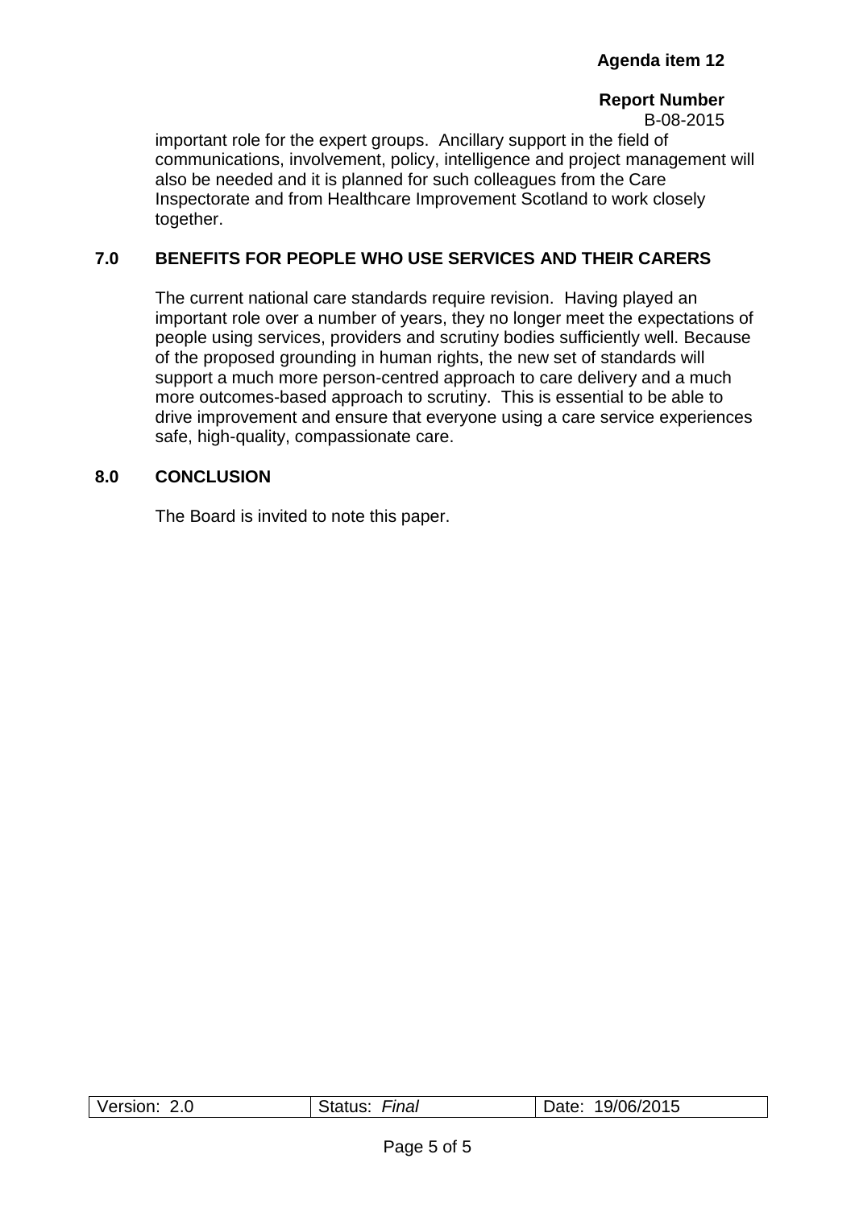important role for the expert groups. Ancillary support in the field of communications, involvement, policy, intelligence and project management will also be needed and it is planned for such colleagues from the Care Inspectorate and from Healthcare Improvement Scotland to work closely together.

## 7.0 BENEFITS FOR PEOPLE WHO USE SERVICES AND THEIR CARERS

The current national care standards require revision. Having played an important role over a number of years, they no longer meet the expectations of people using services, providers and scrutiny bodies sufficiently well. Because of the proposed grounding in human rights, the new set of standards will support a much more person-centred approach to care delivery and a much more outcomes-based approach to scrutiny. This is essential to be able to drive improvement and ensure that everyone using a care service experiences safe, high-quality, compassionate care.

## 8.0 CONCLUSION

The Board is invited to note this paper.